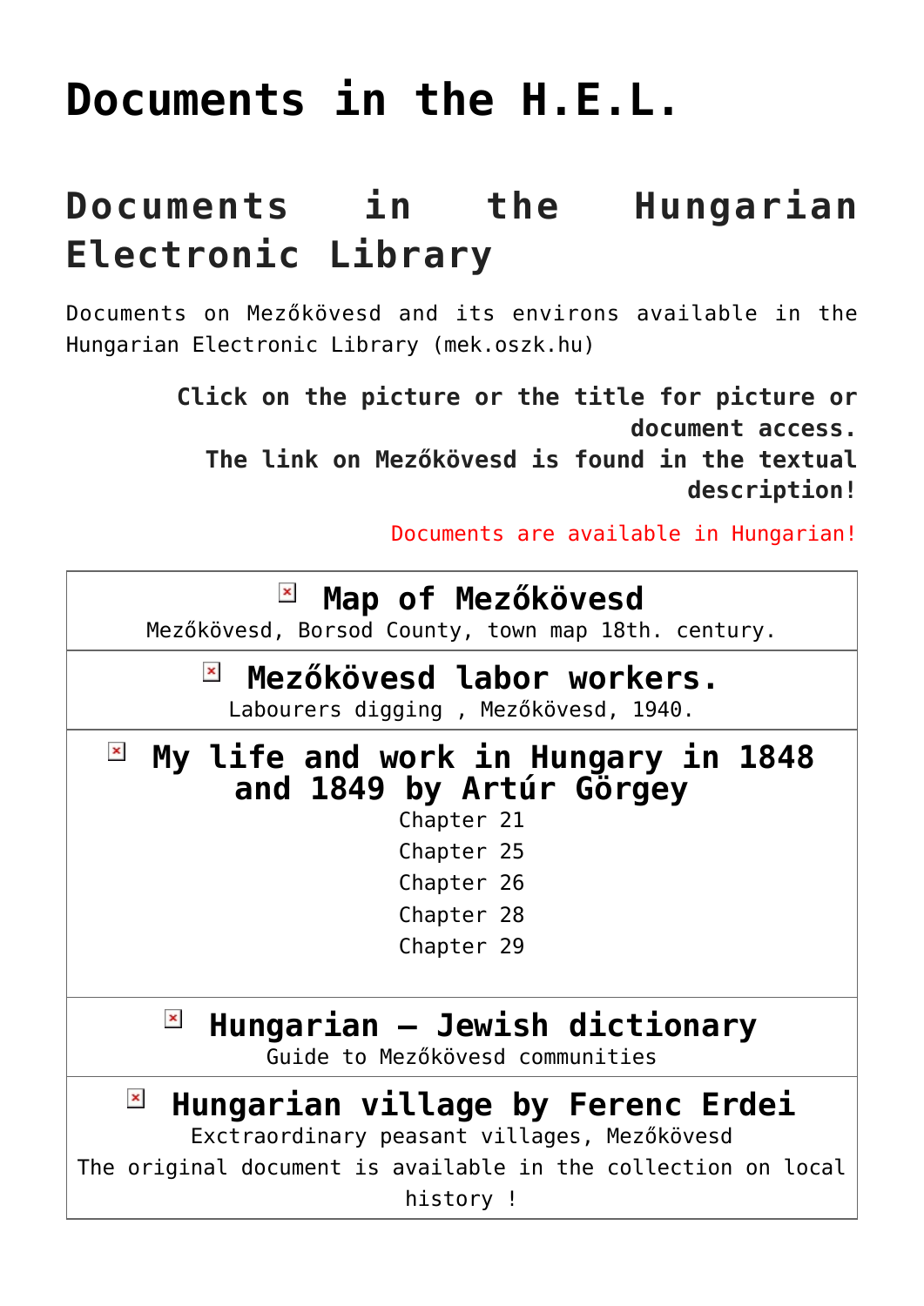# Documents in the H.E.L.

## Documents in the Hungarian Electronic Library

Documents on Mezőkövesd and its environs available in the Hungarian Electronic Library (mek.oszk.hu)

**Click on the picture or the title for picture or document access.**
**The link on Mezőkövesd is found in the textual description!**

Documents are available in Hungarian!

| **Map of Mezőkövesd**<br>Mezőkövesd, Borsod County, town map 18th. century. |
|---|
| **Mezőkövesd labor workers.**<br>Labourers digging , Mezőkövesd, 1940. |
| **My life and work in Hungary in 1848 and 1849 by Artúr Görgey**<br>Chapter 21<br>Chapter 25<br>Chapter 26<br>Chapter 28<br>Chapter 29 |
| **Hungarian – Jewish dictionary**<br>Guide to Mezőkövesd communities |
| **Hungarian village by Ferenc Erdei**<br>Exctraordinary peasant villages, Mezőkövesd<br>The original document is available in the collection on local history ! |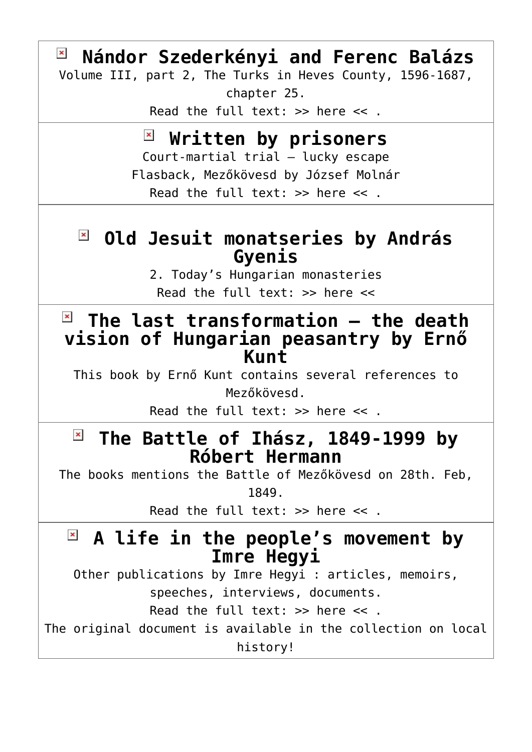## Nándor Szederkényi and Ferenc Balázs

Volume III, part 2, The Turks in Heves County, 1596-1687, chapter 25.

Read the full text: >> here << .

## Written by prisoners

Court-martial trial – lucky escape

Flasback, Mezőkövesd by József Molnár

Read the full text: >> here << .

## Old Jesuit monatseries by András Gyenis

2. Today's Hungarian monasteries

Read the full text: >> here <<

## The last transformation – the death vision of Hungarian peasantry by Ernő Kunt

This book by Ernő Kunt contains several references to Mezőkövesd.

Read the full text: >> here << .

## The Battle of Ihász, 1849-1999 by Róbert Hermann

The books mentions the Battle of Mezőkövesd on 28th. Feb, 1849.

Read the full text: >> here << .

## A life in the people's movement by Imre Hegyi

Other publications by Imre Hegyi : articles, memoirs, speeches, interviews, documents.

Read the full text: >> here << .

The original document is available in the collection on local history!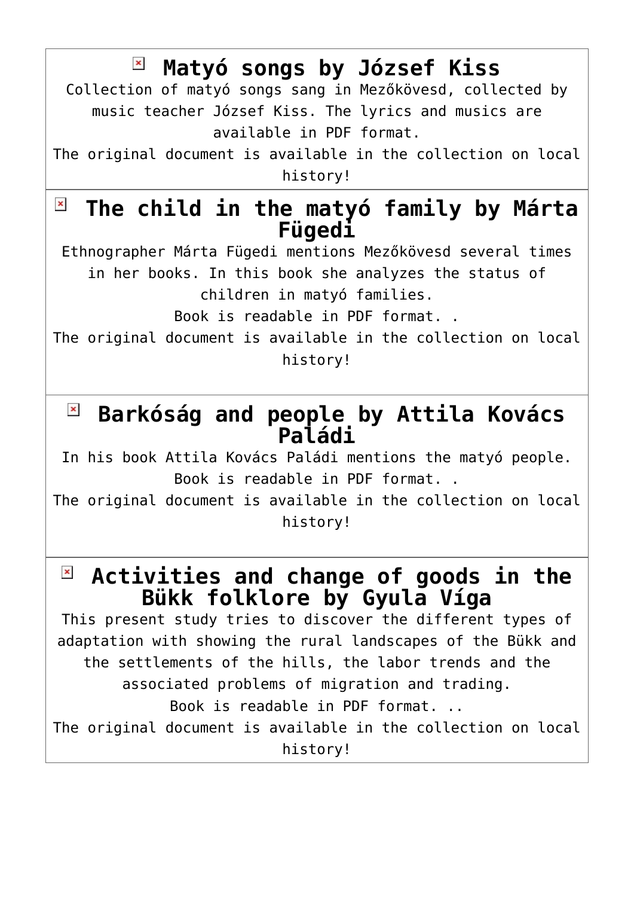## Matyó songs by József Kiss

Collection of matyó songs sang in Mezőkövesd, collected by music teacher József Kiss. The lyrics and musics are available in PDF format.

The original document is available in the collection on local history!

## The child in the matyó family by Márta Fügedi

Ethnographer Márta Fügedi mentions Mezőkövesd several times in her books. In this book she analyzes the status of children in matyó families.

Book is readable in PDF format. .

The original document is available in the collection on local history!

## Barkóság and people by Attila Kovács Paládi

In his book Attila Kovács Paládi mentions the matyó people.

Book is readable in PDF format. .

The original document is available in the collection on local history!

## Activities and change of goods in the Bükk folklore by Gyula Víga

This present study tries to discover the different types of adaptation with showing the rural landscapes of the Bükk and the settlements of the hills, the labor trends and the associated problems of migration and trading.

Book is readable in PDF format. ..

The original document is available in the collection on local history!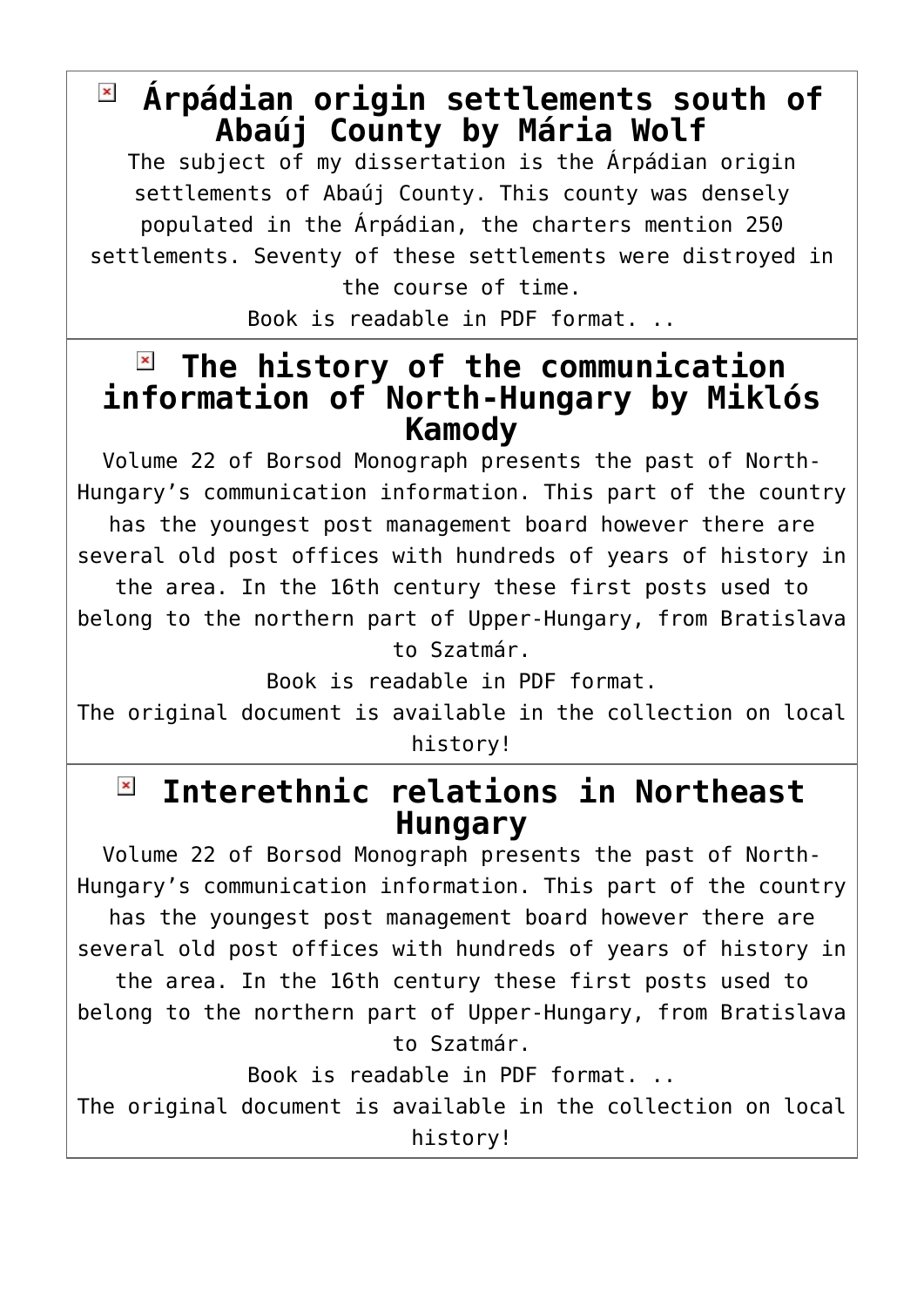## Árpádian origin settlements south of Abaúj County by Mária Wolf

The subject of my dissertation is the Árpádian origin settlements of Abaúj County. This county was densely populated in the Árpádian, the charters mention 250 settlements. Seventy of these settlements were distroyed in the course of time.

Book is readable in PDF format. ..

## The history of the communication information of North-Hungary by Miklós Kamody

Volume 22 of Borsod Monograph presents the past of North-Hungary’s communication information. This part of the country has the youngest post management board however there are several old post offices with hundreds of years of history in the area. In the 16th century these first posts used to belong to the northern part of Upper-Hungary, from Bratislava to Szatmár.

Book is readable in PDF format.

The original document is available in the collection on local history!

## Interethnic relations in Northeast Hungary

Volume 22 of Borsod Monograph presents the past of North-Hungary’s communication information. This part of the country has the youngest post management board however there are several old post offices with hundreds of years of history in the area. In the 16th century these first posts used to belong to the northern part of Upper-Hungary, from Bratislava to Szatmár.

Book is readable in PDF format. ..

The original document is available in the collection on local history!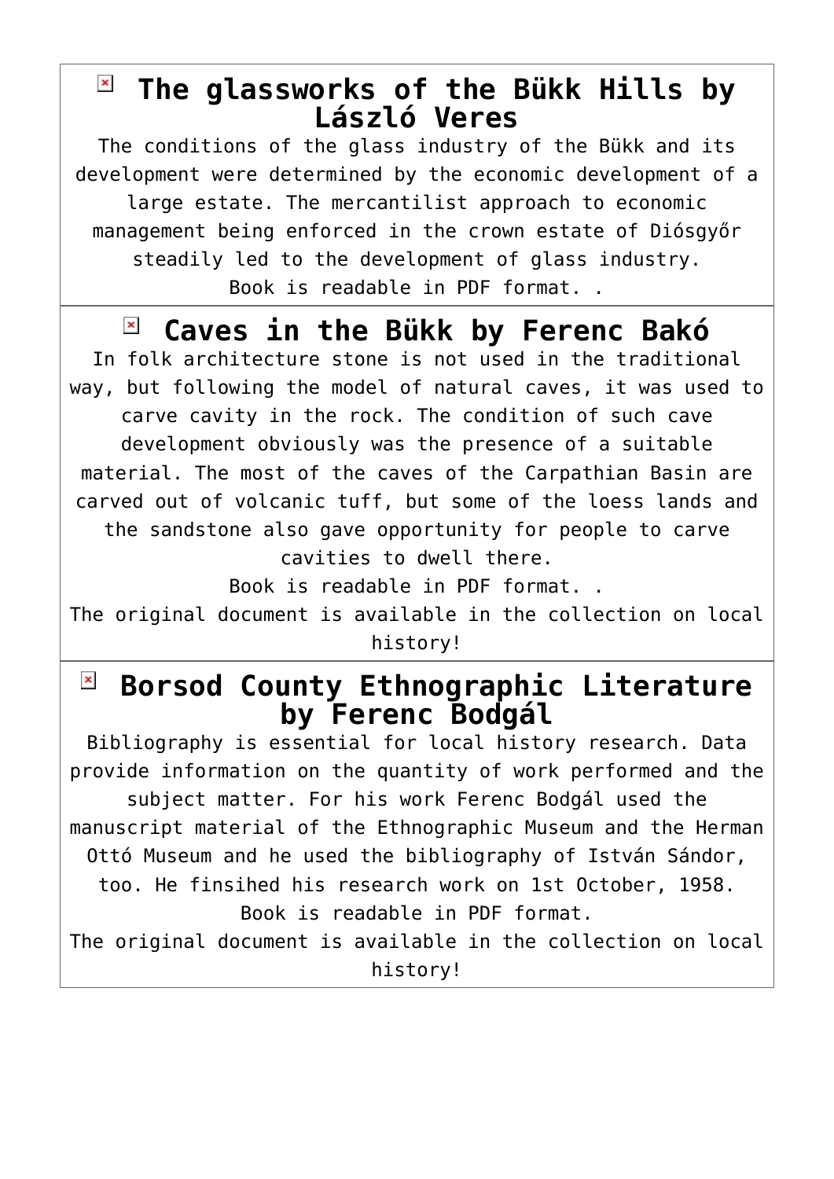## The glassworks of the Bükk Hills by László Veres

The conditions of the glass industry of the Bükk and its development were determined by the economic development of a large estate. The mercantilist approach to economic management being enforced in the crown estate of Diósgyőr steadily led to the development of glass industry.

Book is readable in PDF format. .

## Caves in the Bükk by Ferenc Bakó

In folk architecture stone is not used in the traditional way, but following the model of natural caves, it was used to carve cavity in the rock. The condition of such cave development obviously was the presence of a suitable material. The most of the caves of the Carpathian Basin are carved out of volcanic tuff, but some of the loess lands and the sandstone also gave opportunity for people to carve cavities to dwell there.

Book is readable in PDF format. .

The original document is available in the collection on local history!

## Borsod County Ethnographic Literature by Ferenc Bodgál

Bibliography is essential for local history research. Data provide information on the quantity of work performed and the subject matter. For his work Ferenc Bodgál used the manuscript material of the Ethnographic Museum and the Herman Ottó Museum and he used the bibliography of István Sándor, too. He finsihed his research work on 1st October, 1958.

Book is readable in PDF format.

The original document is available in the collection on local history!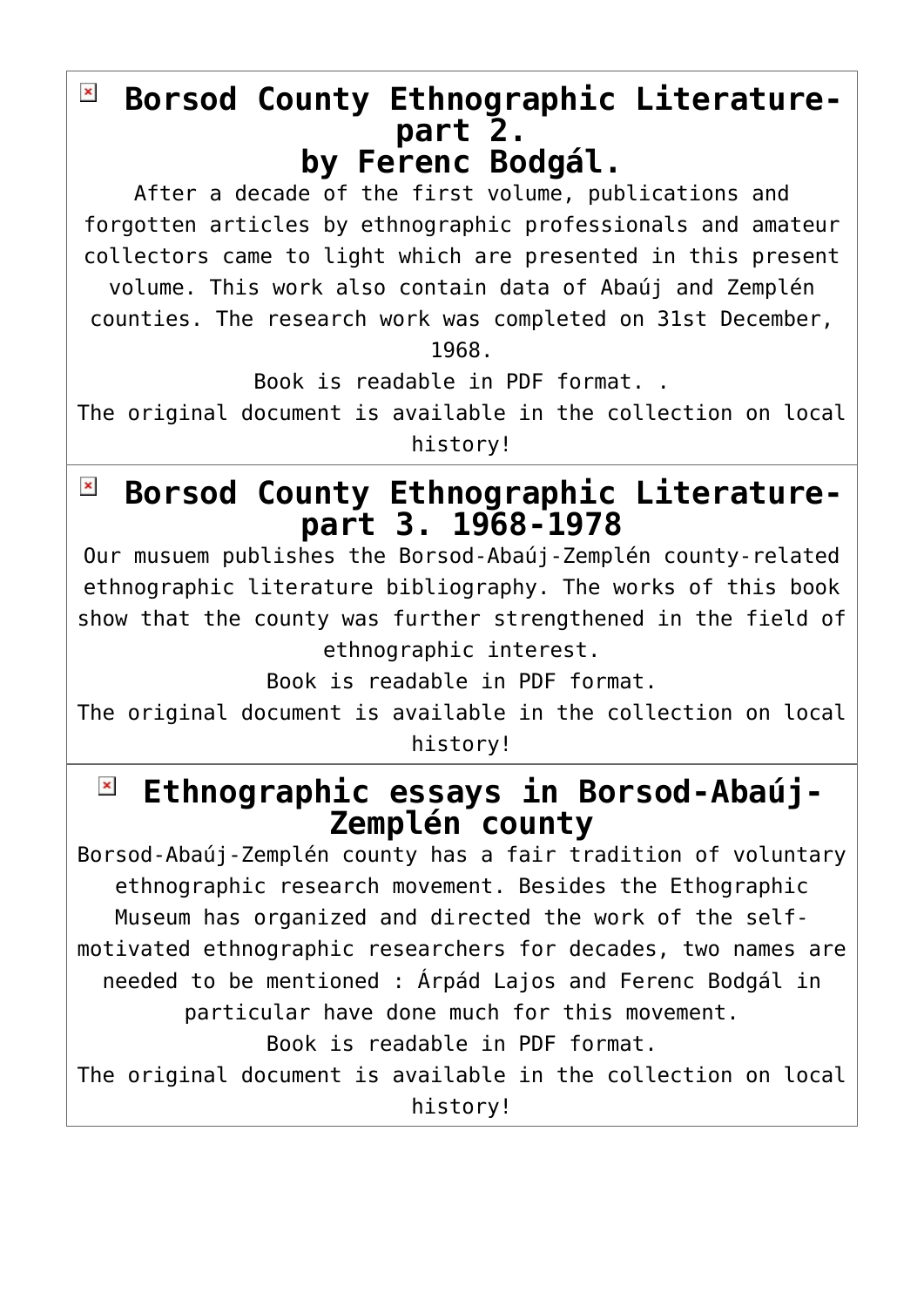## Borsod County Ethnographic Literature-part 2.
## by Ferenc Bodgál.

After a decade of the first volume, publications and forgotten articles by ethnographic professionals and amateur collectors came to light which are presented in this present volume. This work also contain data of Abaúj and Zemplén counties. The research work was completed on 31st December, 1968.

Book is readable in PDF format. .

The original document is available in the collection on local history!

## Borsod County Ethnographic Literature-part 3. 1968-1978

Our musuem publishes the Borsod-Abaúj-Zemplén county-related ethnographic literature bibliography. The works of this book show that the county was further strengthened in the field of ethnographic interest.

Book is readable in PDF format.

The original document is available in the collection on local history!

## Ethnographic essays in Borsod-Abaúj-Zemplén county

Borsod-Abaúj-Zemplén county has a fair tradition of voluntary ethnographic research movement. Besides the Ethographic Museum has organized and directed the work of the self-motivated ethnographic researchers for decades, two names are needed to be mentioned : Árpád Lajos and Ferenc Bodgál in particular have done much for this movement.

Book is readable in PDF format.

The original document is available in the collection on local history!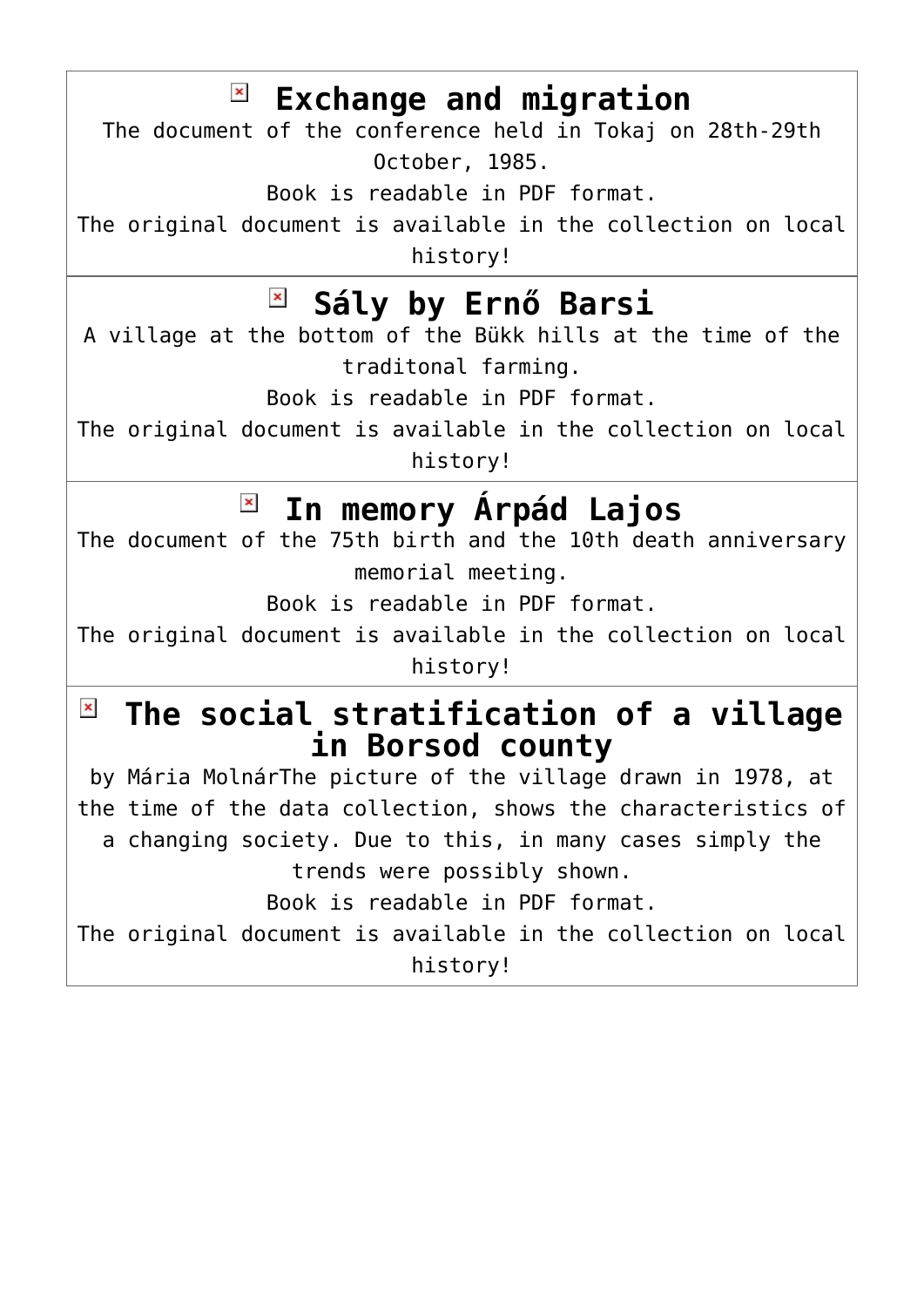## Exchange and migration

The document of the conference held in Tokaj on 28th-29th October, 1985.

Book is readable in PDF format.

The original document is available in the collection on local history!

## Sály by Ernő Barsi

A village at the bottom of the Bükk hills at the time of the traditonal farming.

Book is readable in PDF format.

The original document is available in the collection on local history!

## In memory Árpád Lajos

The document of the 75th birth and the 10th death anniversary memorial meeting.

Book is readable in PDF format.

The original document is available in the collection on local history!

## The social stratification of a village in Borsod county

by Mária MolnárThe picture of the village drawn in 1978, at the time of the data collection, shows the characteristics of a changing society. Due to this, in many cases simply the trends were possibly shown.

Book is readable in PDF format.

The original document is available in the collection on local history!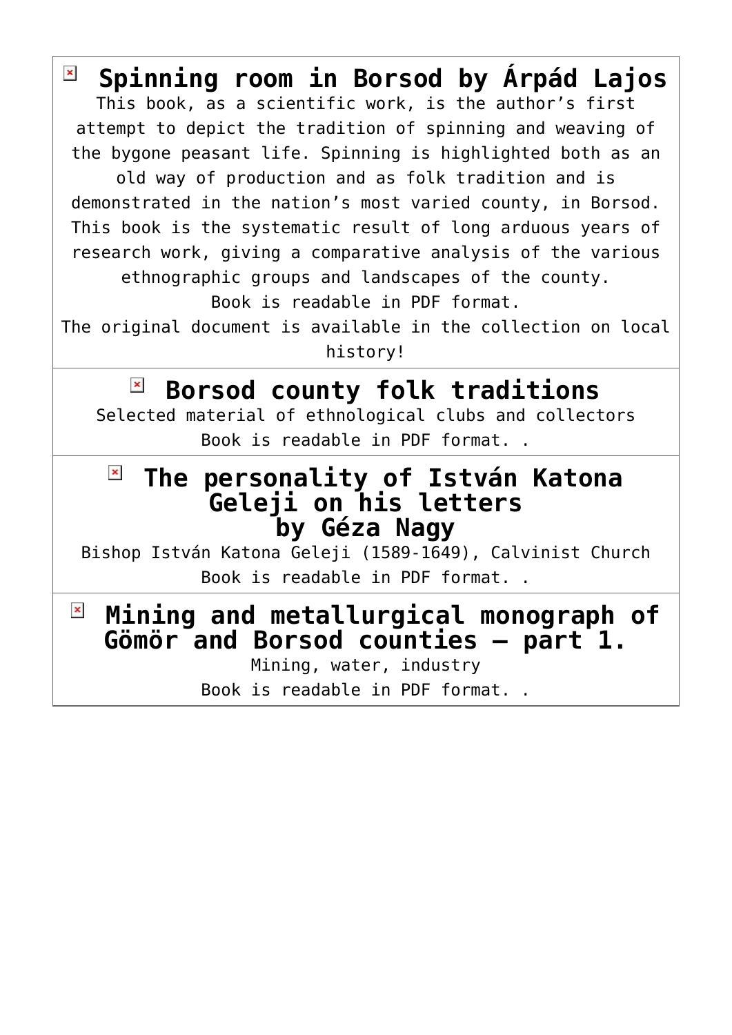## Spinning room in Borsod by Árpád Lajos

This book, as a scientific work, is the author's first attempt to depict the tradition of spinning and weaving of the bygone peasant life. Spinning is highlighted both as an old way of production and as folk tradition and is demonstrated in the nation's most varied county, in Borsod. This book is the systematic result of long arduous years of research work, giving a comparative analysis of the various ethnographic groups and landscapes of the county.

Book is readable in PDF format.

The original document is available in the collection on local history!

## Borsod county folk traditions

Selected material of ethnological clubs and collectors

Book is readable in PDF format. .

## The personality of István Katona Geleji on his letters by Géza Nagy

Bishop István Katona Geleji (1589-1649), Calvinist Church

Book is readable in PDF format. .

## Mining and metallurgical monograph of Gömör and Borsod counties – part 1.

Mining, water, industry

Book is readable in PDF format. .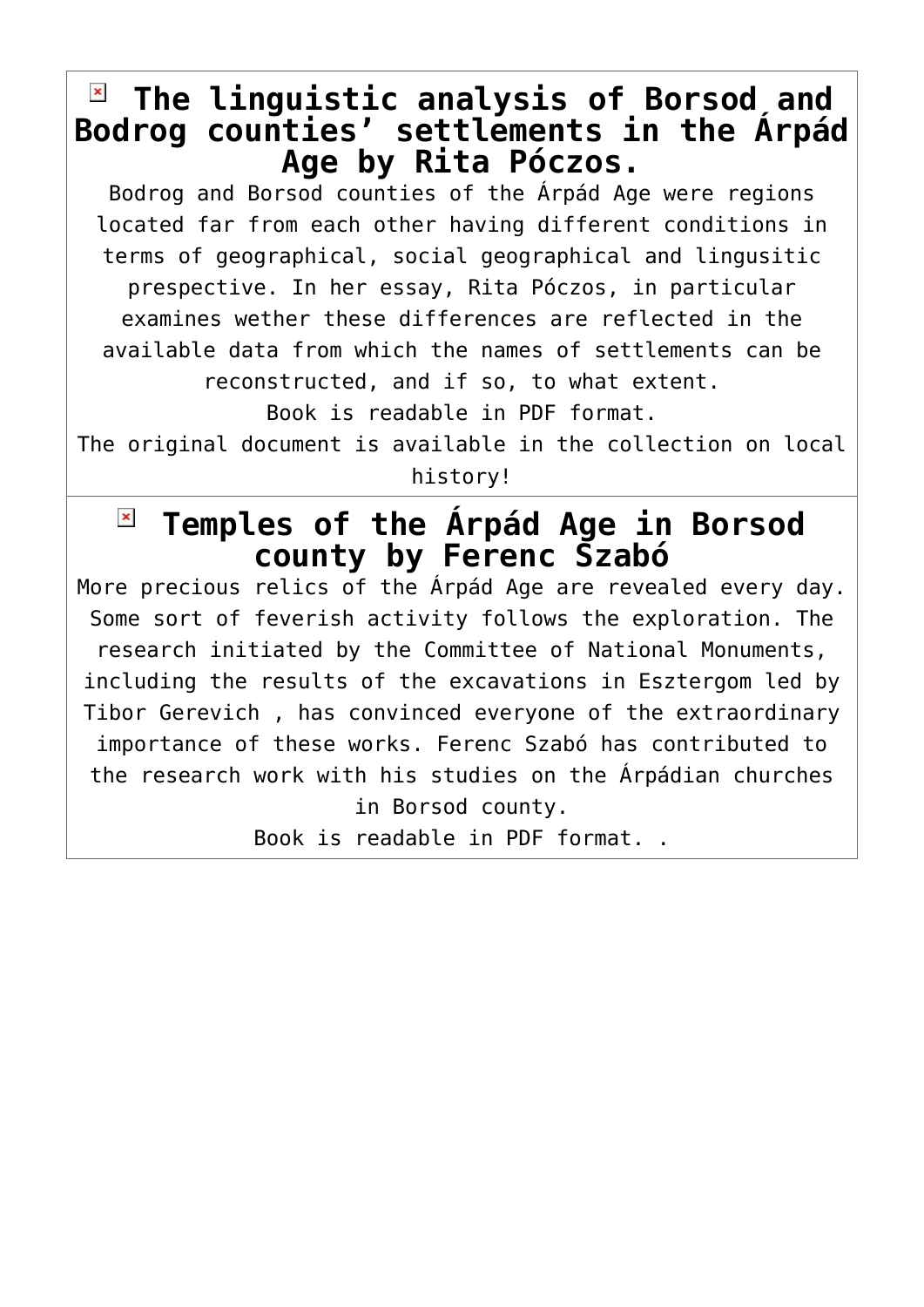## The linguistic analysis of Borsod and Bodrog counties' settlements in the Árpád Age by Rita Póczos.

Bodrog and Borsod counties of the Árpád Age were regions located far from each other having different conditions in terms of geographical, social geographical and lingusitic prespective. In her essay, Rita Póczos, in particular examines wether these differences are reflected in the available data from which the names of settlements can be reconstructed, and if so, to what extent.

Book is readable in PDF format.

The original document is available in the collection on local history!

## Temples of the Árpád Age in Borsod county by Ferenc Szabó

More precious relics of the Árpád Age are revealed every day. Some sort of feverish activity follows the exploration. The research initiated by the Committee of National Monuments, including the results of the excavations in Esztergom led by Tibor Gerevich , has convinced everyone of the extraordinary importance of these works. Ferenc Szabó has contributed to the research work with his studies on the Árpádian churches in Borsod county.

Book is readable in PDF format. .